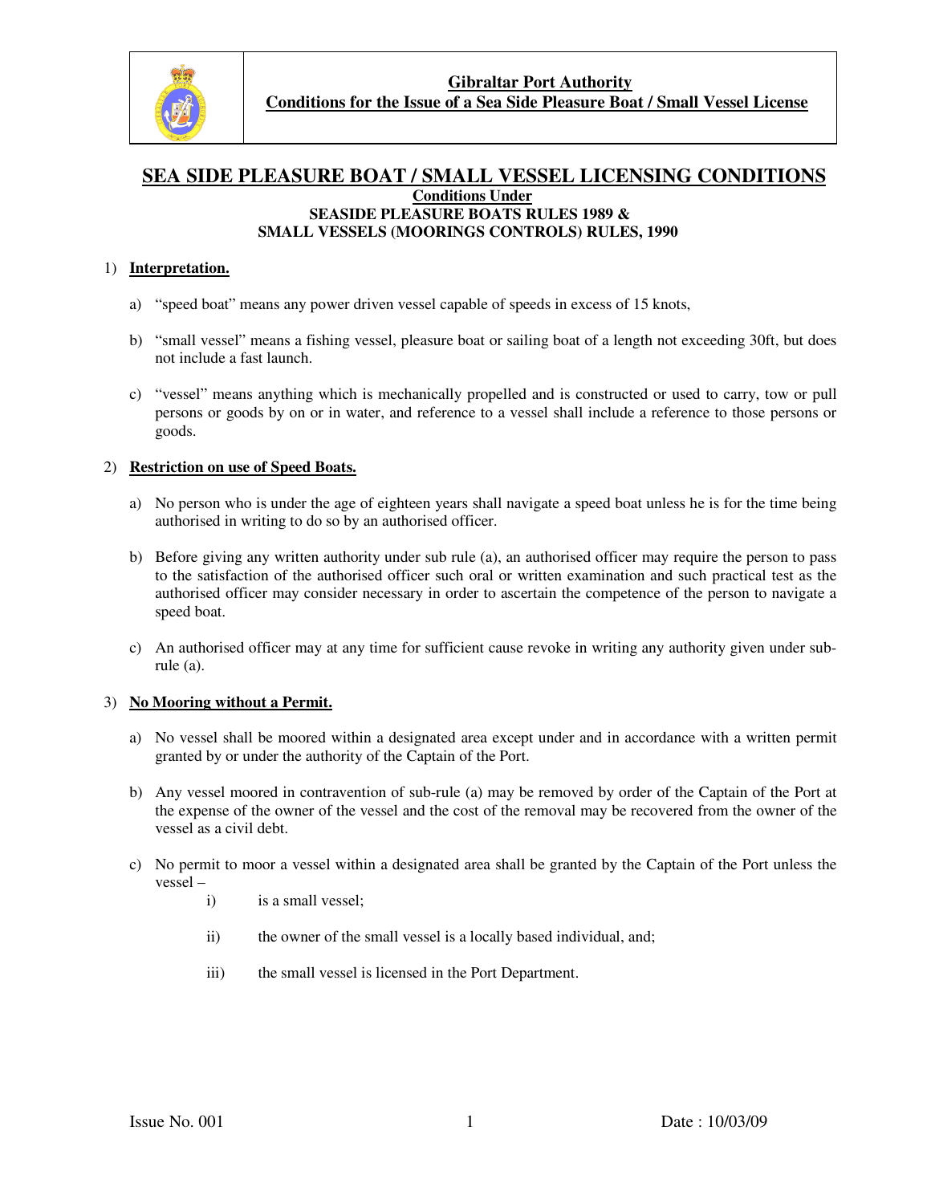**Gibraltar Port Authority**
**Conditions for the Issue of a Sea Side Pleasure Boat / Small Vessel License**

# SEA SIDE PLEASURE BOAT / SMALL VESSEL LICENSING CONDITIONS

**Conditions Under**
**SEASIDE PLEASURE BOATS RULES 1989 &**
**SMALL VESSELS (MOORINGS CONTROLS) RULES, 1990**

1) **Interpretation.**

   a) "speed boat" means any power driven vessel capable of speeds in excess of 15 knots,

   b) "small vessel" means a fishing vessel, pleasure boat or sailing boat of a length not exceeding 30ft, but does not include a fast launch.

   c) "vessel" means anything which is mechanically propelled and is constructed or used to carry, tow or pull persons or goods by on or in water, and reference to a vessel shall include a reference to those persons or goods.

2) **Restriction on use of Speed Boats.**

   a) No person who is under the age of eighteen years shall navigate a speed boat unless he is for the time being authorised in writing to do so by an authorised officer.

   b) Before giving any written authority under sub rule (a), an authorised officer may require the person to pass to the satisfaction of the authorised officer such oral or written examination and such practical test as the authorised officer may consider necessary in order to ascertain the competence of the person to navigate a speed boat.

   c) An authorised officer may at any time for sufficient cause revoke in writing any authority given under sub-rule (a).

3) **No Mooring without a Permit.**

   a) No vessel shall be moored within a designated area except under and in accordance with a written permit granted by or under the authority of the Captain of the Port.

   b) Any vessel moored in contravention of sub-rule (a) may be removed by order of the Captain of the Port at the expense of the owner of the vessel and the cost of the removal may be recovered from the owner of the vessel as a civil debt.

   c) No permit to moor a vessel within a designated area shall be granted by the Captain of the Port unless the vessel –

      i) is a small vessel;

      ii) the owner of the small vessel is a locally based individual, and;

      iii) the small vessel is licensed in the Port Department.

Issue No. 001 Date : 10/03/09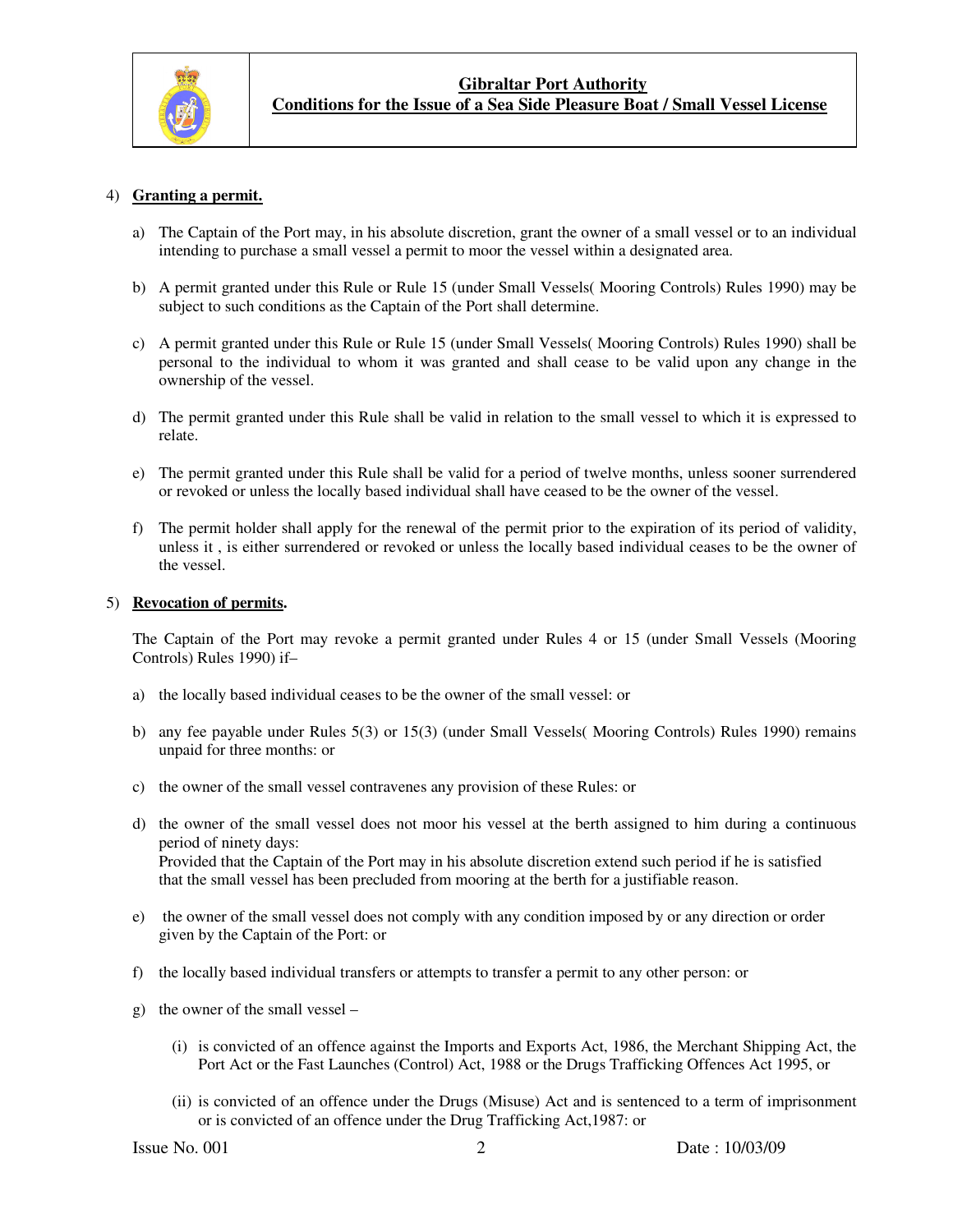4) **Granting a permit.**

a) The Captain of the Port may, in his absolute discretion, grant the owner of a small vessel or to an individual intending to purchase a small vessel a permit to moor the vessel within a designated area.

b) A permit granted under this Rule or Rule 15 (under Small Vessels( Mooring Controls) Rules 1990) may be subject to such conditions as the Captain of the Port shall determine.

c) A permit granted under this Rule or Rule 15 (under Small Vessels( Mooring Controls) Rules 1990) shall be personal to the individual to whom it was granted and shall cease to be valid upon any change in the ownership of the vessel.

d) The permit granted under this Rule shall be valid in relation to the small vessel to which it is expressed to relate.

e) The permit granted under this Rule shall be valid for a period of twelve months, unless sooner surrendered or revoked or unless the locally based individual shall have ceased to be the owner of the vessel.

f) The permit holder shall apply for the renewal of the permit prior to the expiration of its period of validity, unless it , is either surrendered or revoked or unless the locally based individual ceases to be the owner of the vessel.

5) **Revocation of permits.**

The Captain of the Port may revoke a permit granted under Rules 4 or 15 (under Small Vessels (Mooring Controls) Rules 1990) if–

a) the locally based individual ceases to be the owner of the small vessel: or

b) any fee payable under Rules 5(3) or 15(3) (under Small Vessels( Mooring Controls) Rules 1990) remains unpaid for three months: or

c) the owner of the small vessel contravenes any provision of these Rules: or

d) the owner of the small vessel does not moor his vessel at the berth assigned to him during a continuous period of ninety days:
Provided that the Captain of the Port may in his absolute discretion extend such period if he is satisfied that the small vessel has been precluded from mooring at the berth for a justifiable reason.

e) the owner of the small vessel does not comply with any condition imposed by or any direction or order given by the Captain of the Port: or

f) the locally based individual transfers or attempts to transfer a permit to any other person: or

g) the owner of the small vessel –

(i) is convicted of an offence against the Imports and Exports Act, 1986, the Merchant Shipping Act, the Port Act or the Fast Launches (Control) Act, 1988 or the Drugs Trafficking Offences Act 1995, or

(ii) is convicted of an offence under the Drugs (Misuse) Act and is sentenced to a term of imprisonment or is convicted of an offence under the Drug Trafficking Act,1987: or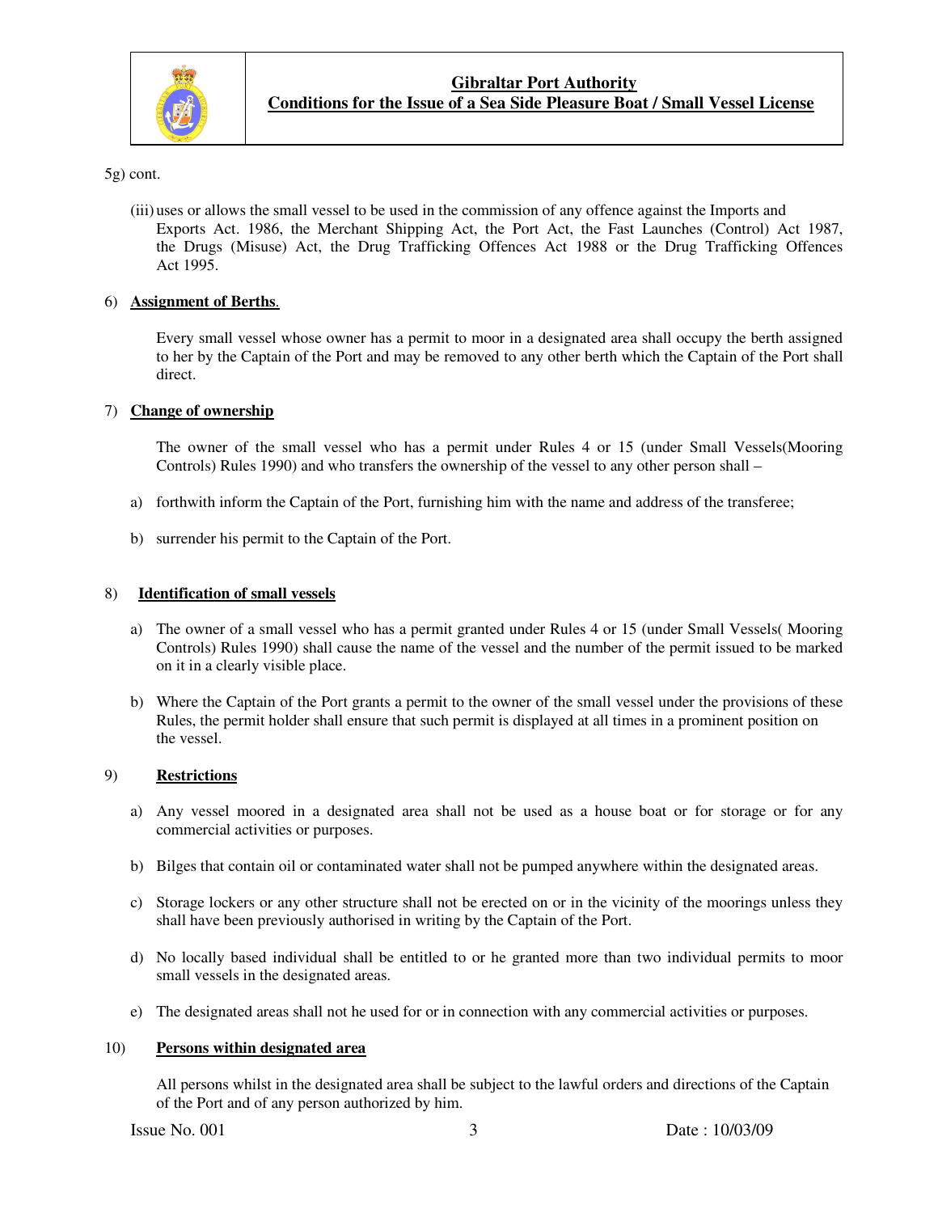5g) cont.

(iii) uses or allows the small vessel to be used in the commission of any offence against the Imports and Exports Act. 1986, the Merchant Shipping Act, the Port Act, the Fast Launches (Control) Act 1987, the Drugs (Misuse) Act, the Drug Trafficking Offences Act 1988 or the Drug Trafficking Offences Act 1995.

6) **Assignment of Berths**.

Every small vessel whose owner has a permit to moor in a designated area shall occupy the berth assigned to her by the Captain of the Port and may be removed to any other berth which the Captain of the Port shall direct.

7) **Change of ownership**

The owner of the small vessel who has a permit under Rules 4 or 15 (under Small Vessels(Mooring Controls) Rules 1990) and who transfers the ownership of the vessel to any other person shall –

a) forthwith inform the Captain of the Port, furnishing him with the name and address of the transferee;

b) surrender his permit to the Captain of the Port.

8) **Identification of small vessels**

a) The owner of a small vessel who has a permit granted under Rules 4 or 15 (under Small Vessels( Mooring Controls) Rules 1990) shall cause the name of the vessel and the number of the permit issued to be marked on it in a clearly visible place.

b) Where the Captain of the Port grants a permit to the owner of the small vessel under the provisions of these Rules, the permit holder shall ensure that such permit is displayed at all times in a prominent position on the vessel.

9) **Restrictions**

a) Any vessel moored in a designated area shall not be used as a house boat or for storage or for any commercial activities or purposes.

b) Bilges that contain oil or contaminated water shall not be pumped anywhere within the designated areas.

c) Storage lockers or any other structure shall not be erected on or in the vicinity of the moorings unless they shall have been previously authorised in writing by the Captain of the Port.

d) No locally based individual shall be entitled to or he granted more than two individual permits to moor small vessels in the designated areas.

e) The designated areas shall not he used for or in connection with any commercial activities or purposes.

10) **Persons within designated area**

All persons whilst in the designated area shall be subject to the lawful orders and directions of the Captain of the Port and of any person authorized by him.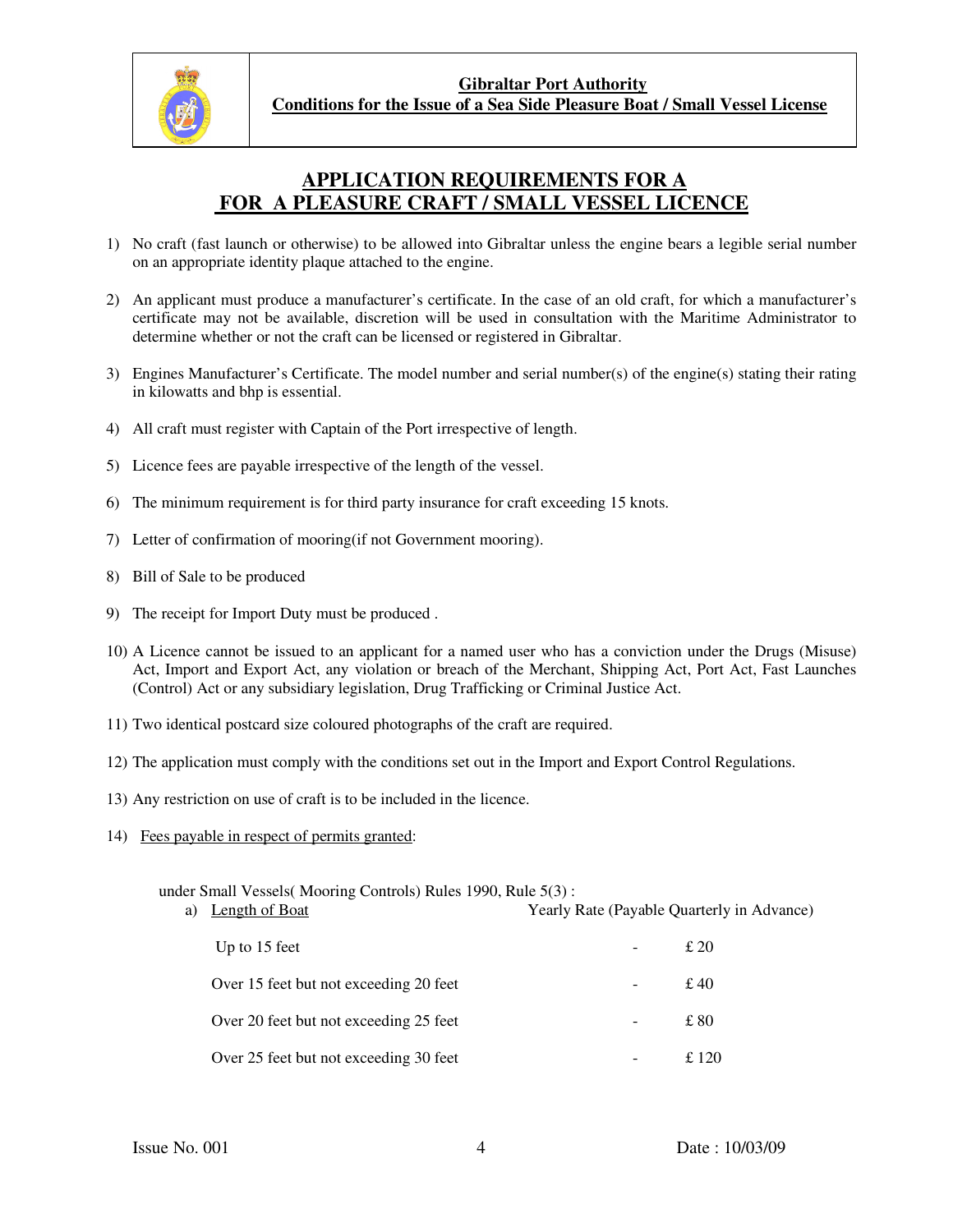## APPLICATION REQUIREMENTS FOR A FOR A PLEASURE CRAFT / SMALL VESSEL LICENCE

1) No craft (fast launch or otherwise) to be allowed into Gibraltar unless the engine bears a legible serial number on an appropriate identity plaque attached to the engine.

2) An applicant must produce a manufacturer's certificate. In the case of an old craft, for which a manufacturer's certificate may not be available, discretion will be used in consultation with the Maritime Administrator to determine whether or not the craft can be licensed or registered in Gibraltar.

3) Engines Manufacturer's Certificate. The model number and serial number(s) of the engine(s) stating their rating in kilowatts and bhp is essential.

4) All craft must register with Captain of the Port irrespective of length.

5) Licence fees are payable irrespective of the length of the vessel.

6) The minimum requirement is for third party insurance for craft exceeding 15 knots.

7) Letter of confirmation of mooring(if not Government mooring).

8) Bill of Sale to be produced

9) The receipt for Import Duty must be produced .

10) A Licence cannot be issued to an applicant for a named user who has a conviction under the Drugs (Misuse) Act, Import and Export Act, any violation or breach of the Merchant, Shipping Act, Port Act, Fast Launches (Control) Act or any subsidiary legislation, Drug Trafficking or Criminal Justice Act.

11) Two identical postcard size coloured photographs of the craft are required.

12) The application must comply with the conditions set out in the Import and Export Control Regulations.

13) Any restriction on use of craft is to be included in the licence.

14) Fees payable in respect of permits granted:

under Small Vessels( Mooring Controls) Rules 1990, Rule 5(3) :

a) Length of Boat

| Length of Boat | Yearly Rate (Payable Quarterly in Advance) |
|---|---|
| Up to 15 feet | £ 20 |
| Over 15 feet but not exceeding 20 feet | £ 40 |
| Over 20 feet but not exceeding 25 feet | £ 80 |
| Over 25 feet but not exceeding 30 feet | £ 120 |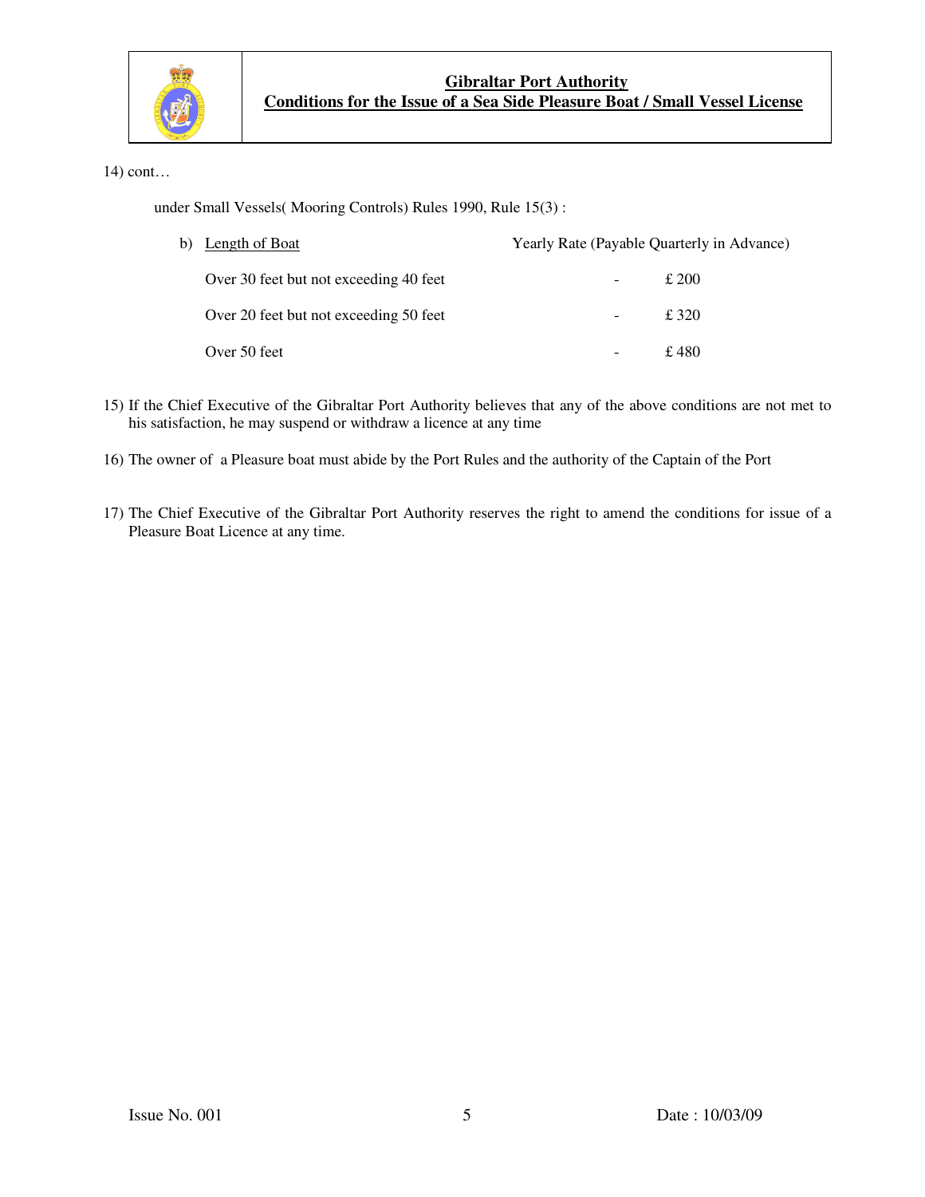14) cont…

under Small Vessels( Mooring Controls) Rules 1990, Rule 15(3) :

b) Length of Boat

| Length of Boat | | Yearly Rate (Payable Quarterly in Advance) |
|---|---|---|
| Over 30 feet but not exceeding 40 feet | - | £ 200 |
| Over 20 feet but not exceeding 50 feet | - | £ 320 |
| Over 50 feet | - | £ 480 |

15) If the Chief Executive of the Gibraltar Port Authority believes that any of the above conditions are not met to his satisfaction, he may suspend or withdraw a licence at any time

16) The owner of a Pleasure boat must abide by the Port Rules and the authority of the Captain of the Port

17) The Chief Executive of the Gibraltar Port Authority reserves the right to amend the conditions for issue of a Pleasure Boat Licence at any time.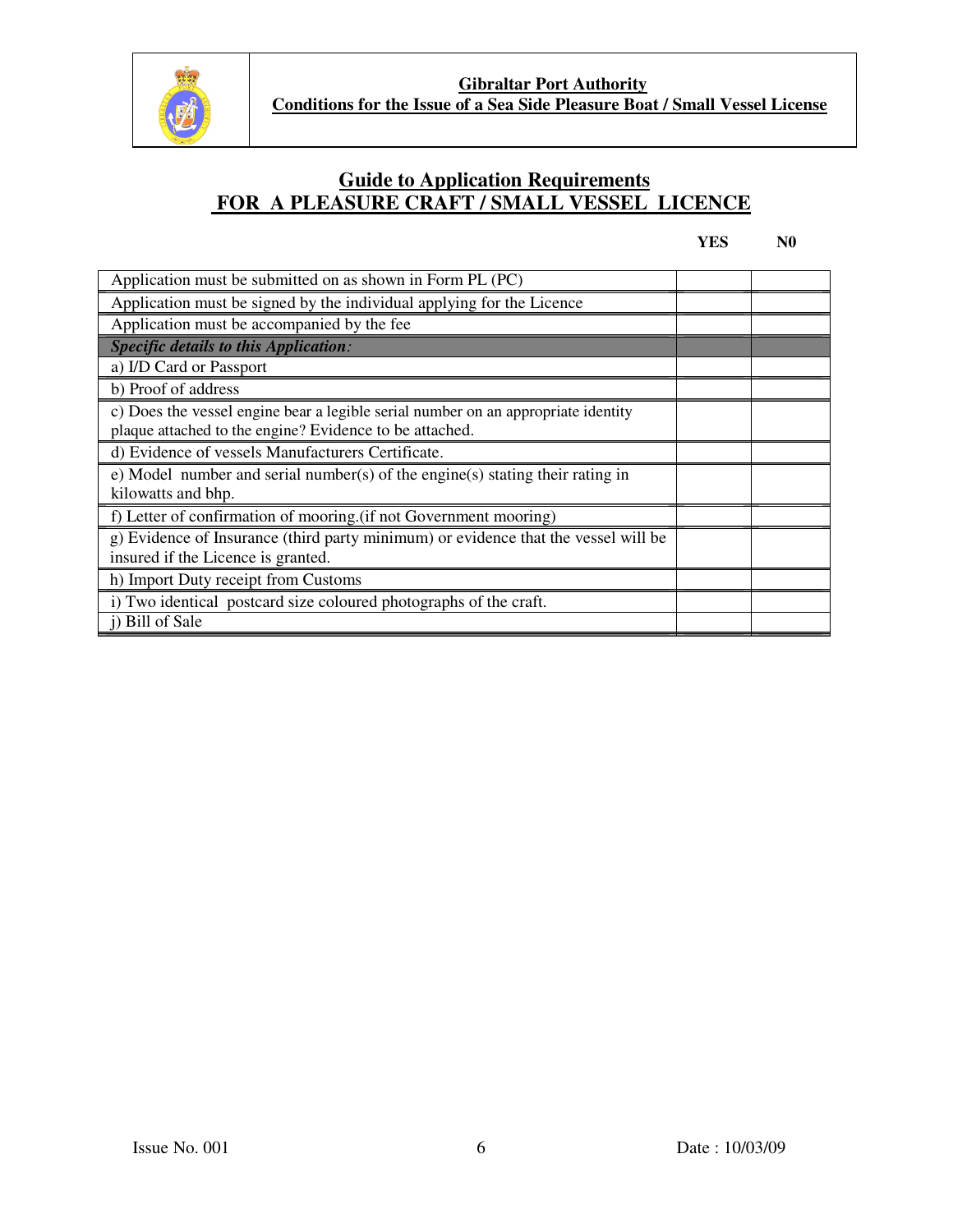# Gibraltar Port Authority
## Conditions for the Issue of a Sea Side Pleasure Boat / Small Vessel License

## Guide to Application Requirements
## FOR A PLEASURE CRAFT / SMALL VESSEL LICENCE

| | YES | N0 |
|---|---|---|
| Application must be submitted on as shown in Form PL (PC) | | |
| Application must be signed by the individual applying for the Licence | | |
| Application must be accompanied by the fee | | |
| ***Specific details to this Application:*** | | |
| a) I/D Card or Passport | | |
| b) Proof of address | | |
| c) Does the vessel engine bear a legible serial number on an appropriate identity plaque attached to the engine? Evidence to be attached. | | |
| d) Evidence of vessels Manufacturers Certificate. | | |
| e) Model number and serial number(s) of the engine(s) stating their rating in kilowatts and bhp. | | |
| f) Letter of confirmation of mooring.(if not Government mooring) | | |
| g) Evidence of Insurance (third party minimum) or evidence that the vessel will be insured if the Licence is granted. | | |
| h) Import Duty receipt from Customs | | |
| i) Two identical postcard size coloured photographs of the craft. | | |
| j) Bill of Sale | | |

Issue No. 001 | Date : 10/03/09